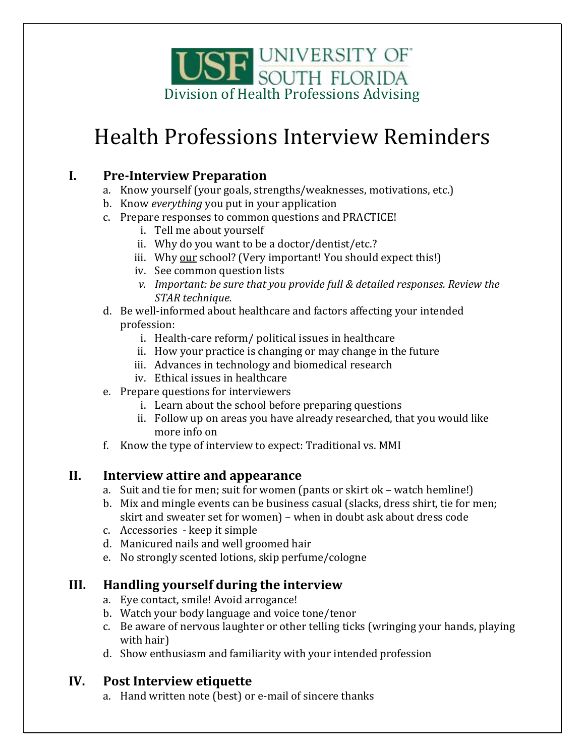USF UNIVERSITY OF SOUTH FLORIDA
Division of Health Professions Advising

# Health Professions Interview Reminders

## I. Pre-Interview Preparation

a. Know yourself (your goals, strengths/weaknesses, motivations, etc.)
b. Know *everything* you put in your application
c. Prepare responses to common questions and PRACTICE!
   i. Tell me about yourself
   ii. Why do you want to be a doctor/dentist/etc.?
   iii. Why <u>our</u> school? (Very important! You should expect this!)
   iv. See common question lists
   v. *Important: be sure that you provide full & detailed responses. Review the STAR technique.*
d. Be well-informed about healthcare and factors affecting your intended profession:
   i. Health-care reform/ political issues in healthcare
   ii. How your practice is changing or may change in the future
   iii. Advances in technology and biomedical research
   iv. Ethical issues in healthcare
e. Prepare questions for interviewers
   i. Learn about the school before preparing questions
   ii. Follow up on areas you have already researched, that you would like more info on
f. Know the type of interview to expect: Traditional vs. MMI

## II. Interview attire and appearance

a. Suit and tie for men; suit for women (pants or skirt ok – watch hemline!)
b. Mix and mingle events can be business casual (slacks, dress shirt, tie for men; skirt and sweater set for women) – when in doubt ask about dress code
c. Accessories - keep it simple
d. Manicured nails and well groomed hair
e. No strongly scented lotions, skip perfume/cologne

## III. Handling yourself during the interview

a. Eye contact, smile! Avoid arrogance!
b. Watch your body language and voice tone/tenor
c. Be aware of nervous laughter or other telling ticks (wringing your hands, playing with hair)
d. Show enthusiasm and familiarity with your intended profession

## IV. Post Interview etiquette

a. Hand written note (best) or e-mail of sincere thanks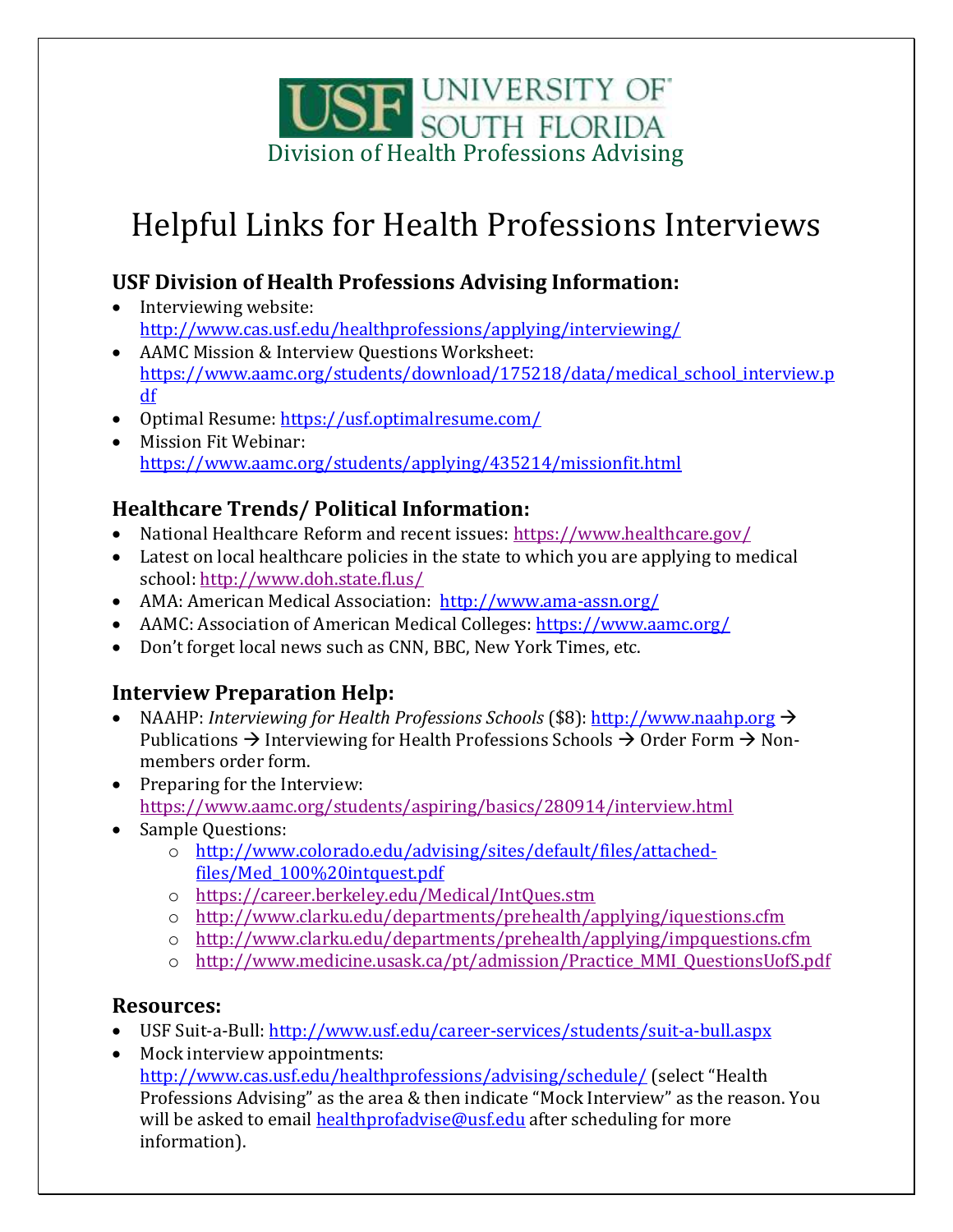USF UNIVERSITY OF SOUTH FLORIDA
Division of Health Professions Advising

# Helpful Links for Health Professions Interviews

### USF Division of Health Professions Advising Information:

- Interviewing website: http://www.cas.usf.edu/healthprofessions/applying/interviewing/
- AAMC Mission & Interview Questions Worksheet: https://www.aamc.org/students/download/175218/data/medical_school_interview.pdf
- Optimal Resume: https://usf.optimalresume.com/
- Mission Fit Webinar: https://www.aamc.org/students/applying/435214/missionfit.html

### Healthcare Trends/ Political Information:

- National Healthcare Reform and recent issues: https://www.healthcare.gov/
- Latest on local healthcare policies in the state to which you are applying to medical school: http://www.doh.state.fl.us/
- AMA: American Medical Association: http://www.ama-assn.org/
- AAMC: Association of American Medical Colleges: https://www.aamc.org/
- Don't forget local news such as CNN, BBC, New York Times, etc.

### Interview Preparation Help:

- NAAHP: *Interviewing for Health Professions Schools* ($8): http://www.naahp.org → Publications → Interviewing for Health Professions Schools → Order Form → Non-members order form.
- Preparing for the Interview: https://www.aamc.org/students/aspiring/basics/280914/interview.html
- Sample Questions:
  - http://www.colorado.edu/advising/sites/default/files/attached-files/Med_100%20intquest.pdf
  - https://career.berkeley.edu/Medical/IntQues.stm
  - http://www.clarku.edu/departments/prehealth/applying/iquestions.cfm
  - http://www.clarku.edu/departments/prehealth/applying/impquestions.cfm
  - http://www.medicine.usask.ca/pt/admission/Practice_MMI_QuestionsUofS.pdf

### Resources:

- USF Suit-a-Bull: http://www.usf.edu/career-services/students/suit-a-bull.aspx
- Mock interview appointments: http://www.cas.usf.edu/healthprofessions/advising/schedule/ (select "Health Professions Advising" as the area & then indicate "Mock Interview" as the reason. You will be asked to email healthprofadvise@usf.edu after scheduling for more information).